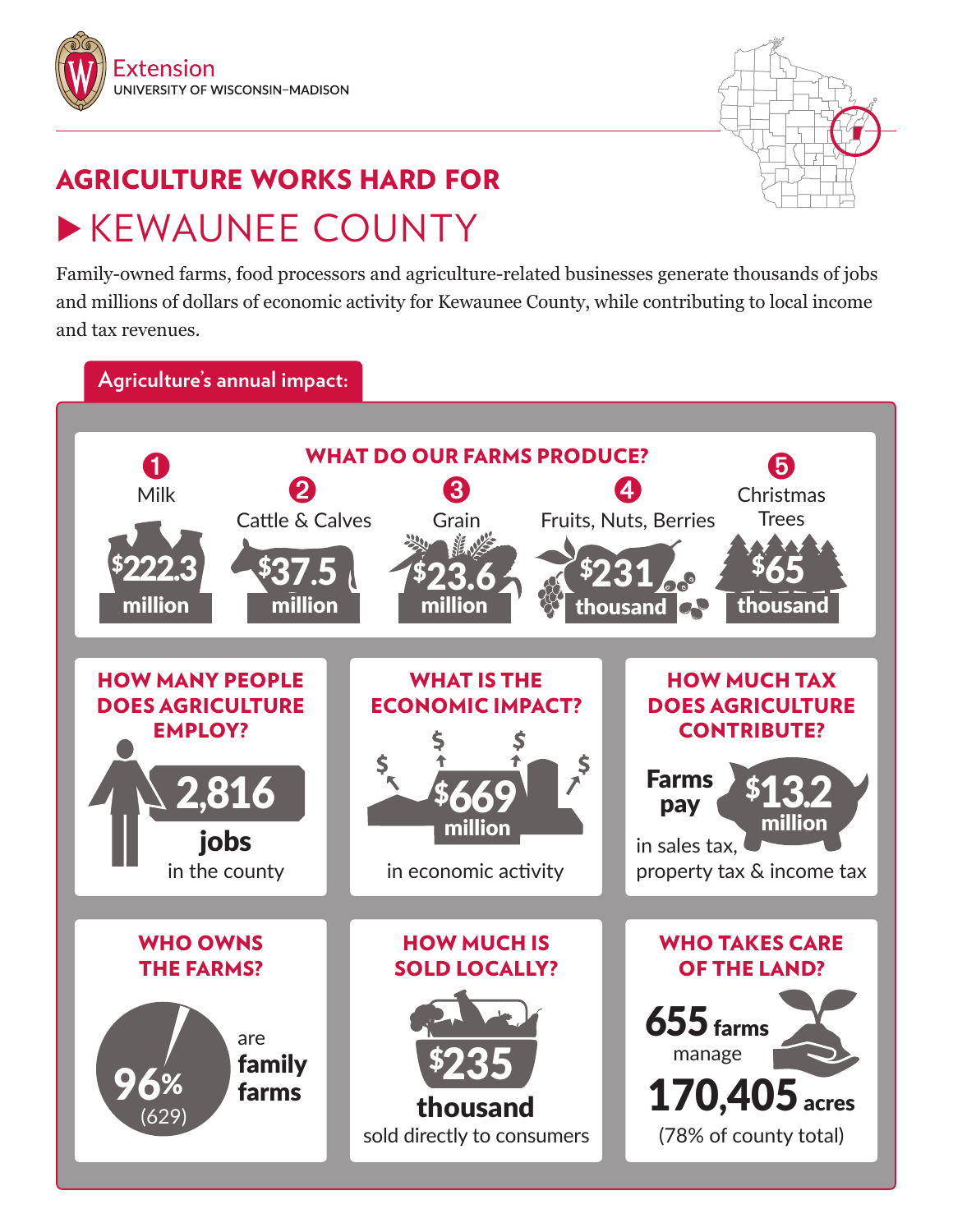Extension
UNIVERSITY OF WISCONSIN–MADISON

# AGRICULTURE WORKS HARD FOR

# ▶ KEWAUNEE COUNTY

Family-owned farms, food processors and agriculture-related businesses generate thousands of jobs and millions of dollars of economic activity for Kewaunee County, while contributing to local income and tax revenues.

## Agriculture's annual impact:

### WHAT DO OUR FARMS PRODUCE?

1. Milk — $222.3 million
2. Cattle & Calves — $37.5 million
3. Grain — $23.6 million
4. Fruits, Nuts, Berries — $231 thousand
5. Christmas Trees — $65 thousand

### HOW MANY PEOPLE DOES AGRICULTURE EMPLOY?

**2,816 jobs** in the county

### WHAT IS THE ECONOMIC IMPACT?

**$669 million** in economic activity

### HOW MUCH TAX DOES AGRICULTURE CONTRIBUTE?

**Farms pay $13.2 million** in sales tax, property tax & income tax

### WHO OWNS THE FARMS?

**96%** (629) are **family farms**

### HOW MUCH IS SOLD LOCALLY?

**$235 thousand** sold directly to consumers

### WHO TAKES CARE OF THE LAND?

**655 farms** manage **170,405 acres** (78% of county total)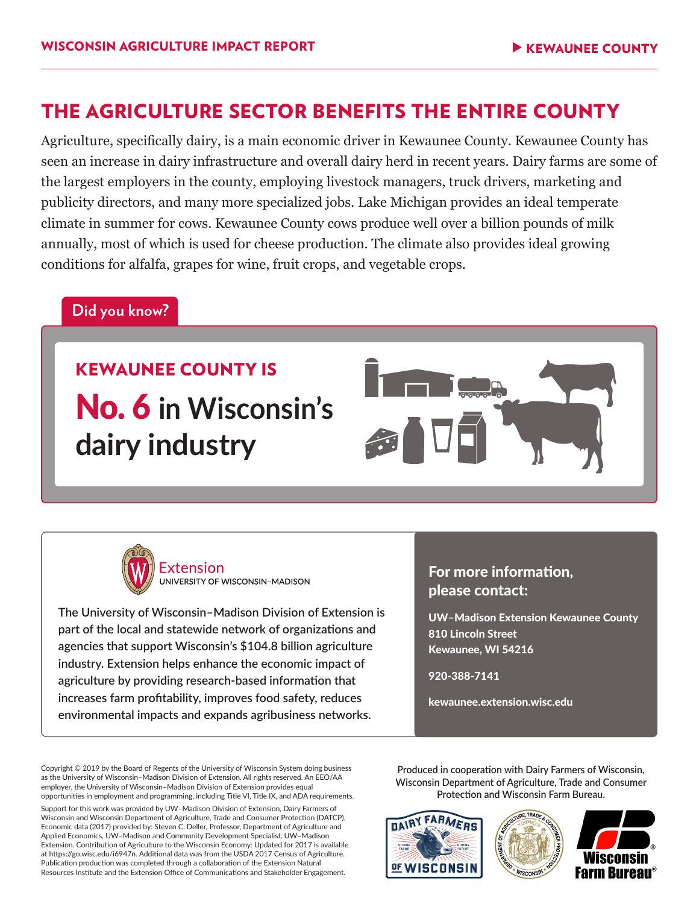## THE AGRICULTURE SECTOR BENEFITS THE ENTIRE COUNTY

Agriculture, specifically dairy, is a main economic driver in Kewaunee County. Kewaunee County has seen an increase in dairy infrastructure and overall dairy herd in recent years. Dairy farms are some of the largest employers in the county, employing livestock managers, truck drivers, marketing and publicity directors, and many more specialized jobs. Lake Michigan provides an ideal temperate climate in summer for cows. Kewaunee County cows produce well over a billion pounds of milk annually, most of which is used for cheese production. The climate also provides ideal growing conditions for alfalfa, grapes for wine, fruit crops, and vegetable crops.

### Did you know?

**KEWAUNEE COUNTY IS**

**No. 6 in Wisconsin's dairy industry**

Extension
UNIVERSITY OF WISCONSIN–MADISON

The University of Wisconsin–Madison Division of Extension is part of the local and statewide network of organizations and agencies that support Wisconsin's $104.8 billion agriculture industry. Extension helps enhance the economic impact of agriculture by providing research-based information that increases farm profitability, improves food safety, reduces environmental impacts and expands agribusiness networks.

**For more information, please contact:**

**UW–Madison Extension Kewaunee County**
**810 Lincoln Street**
**Kewaunee, WI 54216**

**920-388-7141**

**kewaunee.extension.wisc.edu**

Copyright © 2019 by the Board of Regents of the University of Wisconsin System doing business as the University of Wisconsin–Madison Division of Extension. All rights reserved. An EEO/AA employer, the University of Wisconsin–Madison Division of Extension provides equal opportunities in employment and programming, including Title VI, Title IX, and ADA requirements.

Support for this work was provided by UW–Madison Division of Extension, Dairy Farmers of Wisconsin and Wisconsin Department of Agriculture, Trade and Consumer Protection (DATCP). Economic data (2017) provided by: Steven C. Deller, Professor, Department of Agriculture and Applied Economics, UW–Madison and Community Development Specialist, UW–Madison Extension. Contribution of Agriculture to the Wisconsin Economy: Updated for 2017 is available at https://go.wisc.edu/i6947n. Additional data was from the USDA 2017 Census of Agriculture. Publication production was completed through a collaboration of the Extension Natural Resources Institute and the Extension Office of Communications and Stakeholder Engagement.

Produced in cooperation with Dairy Farmers of Wisconsin, Wisconsin Department of Agriculture, Trade and Consumer Protection and Wisconsin Farm Bureau.